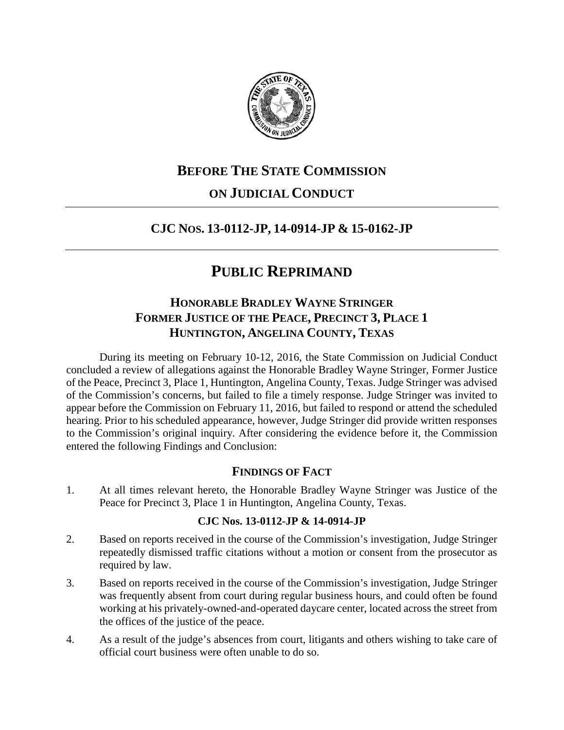# BEFORE THE STATE COMMISSION

# ON JUDICIAL CONDUCT

---

## CJC NOS. 13-0112-JP, 14-0914-JP & 15-0162-JP

---

# PUBLIC REPRIMAND

### HONORABLE BRADLEY WAYNE STRINGER
### FORMER JUSTICE OF THE PEACE, PRECINCT 3, PLACE 1
### HUNTINGTON, ANGELINA COUNTY, TEXAS

During its meeting on February 10-12, 2016, the State Commission on Judicial Conduct concluded a review of allegations against the Honorable Bradley Wayne Stringer, Former Justice of the Peace, Precinct 3, Place 1, Huntington, Angelina County, Texas. Judge Stringer was advised of the Commission's concerns, but failed to file a timely response. Judge Stringer was invited to appear before the Commission on February 11, 2016, but failed to respond or attend the scheduled hearing. Prior to his scheduled appearance, however, Judge Stringer did provide written responses to the Commission's original inquiry. After considering the evidence before it, the Commission entered the following Findings and Conclusion:

### FINDINGS OF FACT

1. At all times relevant hereto, the Honorable Bradley Wayne Stringer was Justice of the Peace for Precinct 3, Place 1 in Huntington, Angelina County, Texas.

#### CJC Nos. 13-0112-JP & 14-0914-JP

2. Based on reports received in the course of the Commission's investigation, Judge Stringer repeatedly dismissed traffic citations without a motion or consent from the prosecutor as required by law.

3. Based on reports received in the course of the Commission's investigation, Judge Stringer was frequently absent from court during regular business hours, and could often be found working at his privately-owned-and-operated daycare center, located across the street from the offices of the justice of the peace.

4. As a result of the judge's absences from court, litigants and others wishing to take care of official court business were often unable to do so.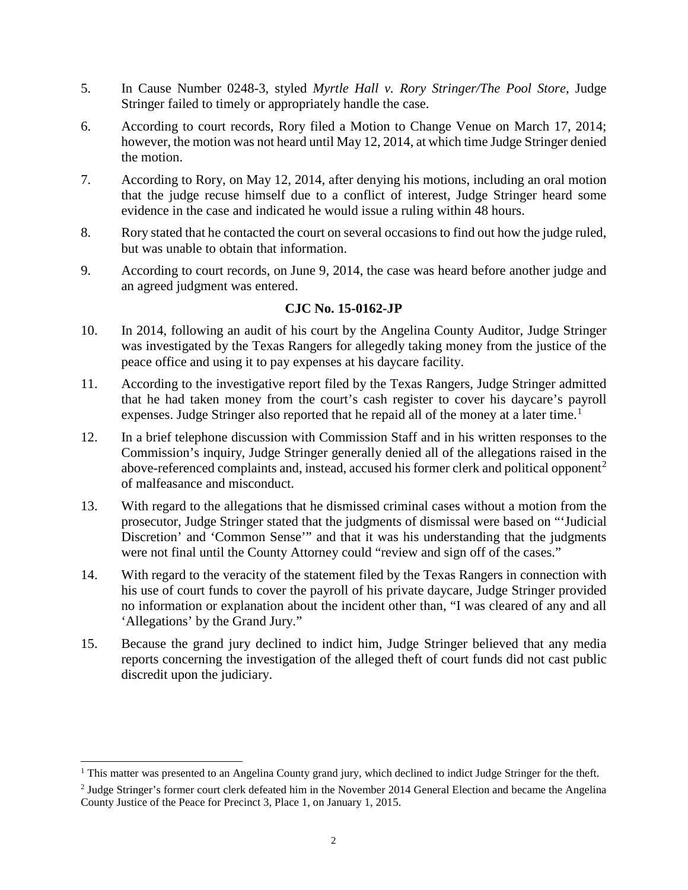5. In Cause Number 0248-3, styled *Myrtle Hall v. Rory Stringer/The Pool Store*, Judge Stringer failed to timely or appropriately handle the case.

6. According to court records, Rory filed a Motion to Change Venue on March 17, 2014; however, the motion was not heard until May 12, 2014, at which time Judge Stringer denied the motion.

7. According to Rory, on May 12, 2014, after denying his motions, including an oral motion that the judge recuse himself due to a conflict of interest, Judge Stringer heard some evidence in the case and indicated he would issue a ruling within 48 hours.

8. Rory stated that he contacted the court on several occasions to find out how the judge ruled, but was unable to obtain that information.

9. According to court records, on June 9, 2014, the case was heard before another judge and an agreed judgment was entered.

**CJC No. 15-0162-JP**

10. In 2014, following an audit of his court by the Angelina County Auditor, Judge Stringer was investigated by the Texas Rangers for allegedly taking money from the justice of the peace office and using it to pay expenses at his daycare facility.

11. According to the investigative report filed by the Texas Rangers, Judge Stringer admitted that he had taken money from the court's cash register to cover his daycare's payroll expenses. Judge Stringer also reported that he repaid all of the money at a later time.[1]

12. In a brief telephone discussion with Commission Staff and in his written responses to the Commission's inquiry, Judge Stringer generally denied all of the allegations raised in the above-referenced complaints and, instead, accused his former clerk and political opponent[2] of malfeasance and misconduct.

13. With regard to the allegations that he dismissed criminal cases without a motion from the prosecutor, Judge Stringer stated that the judgments of dismissal were based on "'Judicial Discretion' and 'Common Sense'" and that it was his understanding that the judgments were not final until the County Attorney could "review and sign off of the cases."

14. With regard to the veracity of the statement filed by the Texas Rangers in connection with his use of court funds to cover the payroll of his private daycare, Judge Stringer provided no information or explanation about the incident other than, "I was cleared of any and all 'Allegations' by the Grand Jury."

15. Because the grand jury declined to indict him, Judge Stringer believed that any media reports concerning the investigation of the alleged theft of court funds did not cast public discredit upon the judiciary.

---

[1] This matter was presented to an Angelina County grand jury, which declined to indict Judge Stringer for the theft.

[2] Judge Stringer's former court clerk defeated him in the November 2014 General Election and became the Angelina County Justice of the Peace for Precinct 3, Place 1, on January 1, 2015.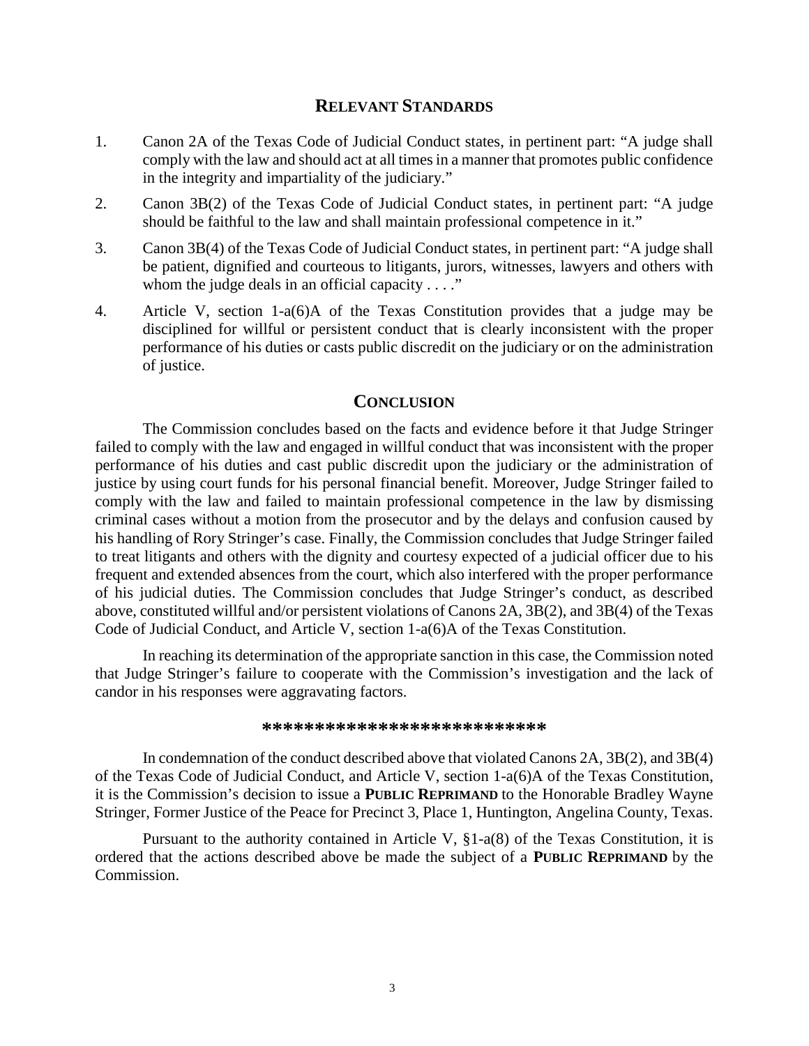## RELEVANT STANDARDS

1. Canon 2A of the Texas Code of Judicial Conduct states, in pertinent part: "A judge shall comply with the law and should act at all times in a manner that promotes public confidence in the integrity and impartiality of the judiciary."
2. Canon 3B(2) of the Texas Code of Judicial Conduct states, in pertinent part: "A judge should be faithful to the law and shall maintain professional competence in it."
3. Canon 3B(4) of the Texas Code of Judicial Conduct states, in pertinent part: "A judge shall be patient, dignified and courteous to litigants, jurors, witnesses, lawyers and others with whom the judge deals in an official capacity . . . ."
4. Article V, section 1-a(6)A of the Texas Constitution provides that a judge may be disciplined for willful or persistent conduct that is clearly inconsistent with the proper performance of his duties or casts public discredit on the judiciary or on the administration of justice.

## CONCLUSION

The Commission concludes based on the facts and evidence before it that Judge Stringer failed to comply with the law and engaged in willful conduct that was inconsistent with the proper performance of his duties and cast public discredit upon the judiciary or the administration of justice by using court funds for his personal financial benefit. Moreover, Judge Stringer failed to comply with the law and failed to maintain professional competence in the law by dismissing criminal cases without a motion from the prosecutor and by the delays and confusion caused by his handling of Rory Stringer's case. Finally, the Commission concludes that Judge Stringer failed to treat litigants and others with the dignity and courtesy expected of a judicial officer due to his frequent and extended absences from the court, which also interfered with the proper performance of his judicial duties. The Commission concludes that Judge Stringer's conduct, as described above, constituted willful and/or persistent violations of Canons 2A, 3B(2), and 3B(4) of the Texas Code of Judicial Conduct, and Article V, section 1-a(6)A of the Texas Constitution.

In reaching its determination of the appropriate sanction in this case, the Commission noted that Judge Stringer's failure to cooperate with the Commission's investigation and the lack of candor in his responses were aggravating factors.

***************************

In condemnation of the conduct described above that violated Canons 2A, 3B(2), and 3B(4) of the Texas Code of Judicial Conduct, and Article V, section 1-a(6)A of the Texas Constitution, it is the Commission's decision to issue a **PUBLIC REPRIMAND** to the Honorable Bradley Wayne Stringer, Former Justice of the Peace for Precinct 3, Place 1, Huntington, Angelina County, Texas.

Pursuant to the authority contained in Article V, §1-a(8) of the Texas Constitution, it is ordered that the actions described above be made the subject of a **PUBLIC REPRIMAND** by the Commission.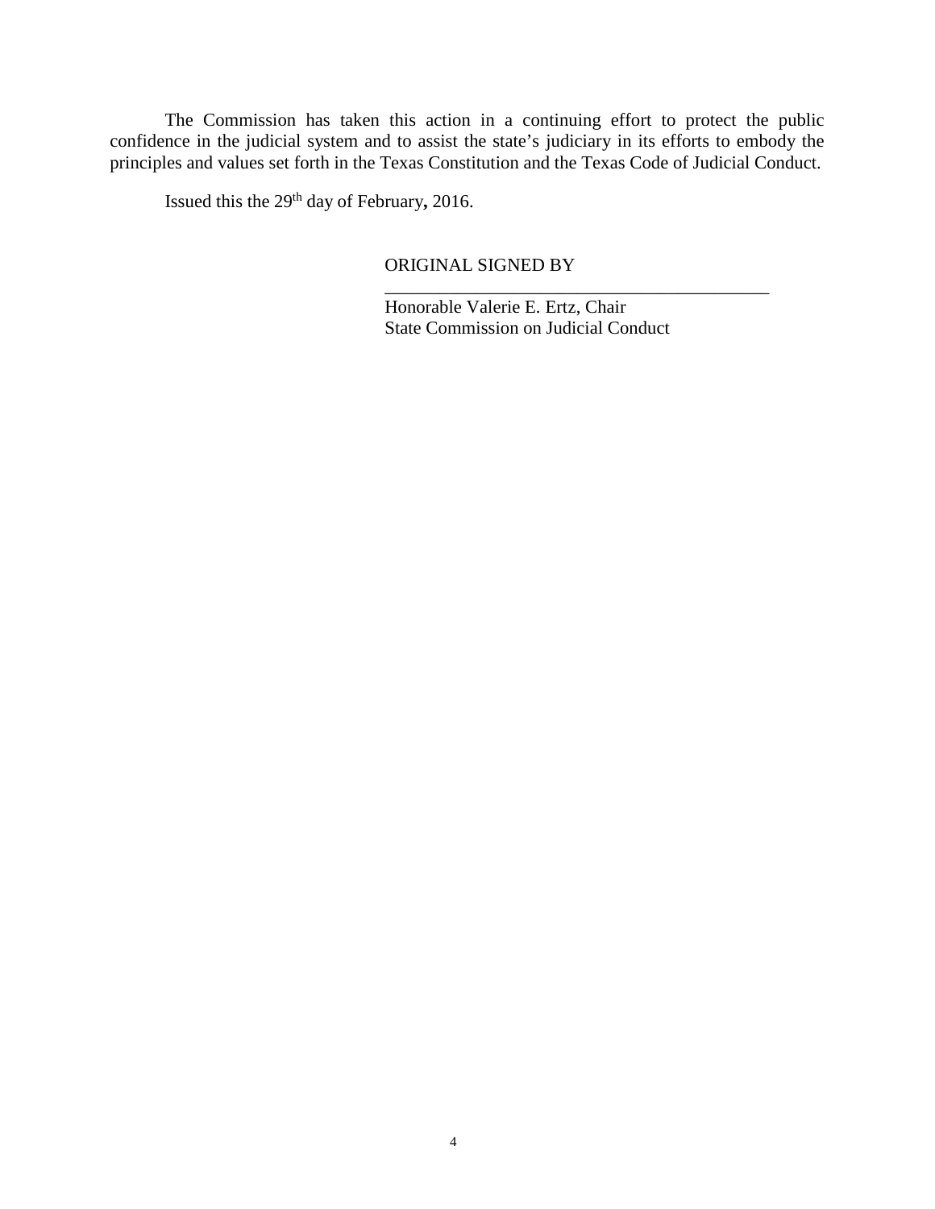The Commission has taken this action in a continuing effort to protect the public confidence in the judicial system and to assist the state's judiciary in its efforts to embody the principles and values set forth in the Texas Constitution and the Texas Code of Judicial Conduct.

Issued this the 29th day of February**,** 2016.

ORIGINAL SIGNED BY

_____________________________________________

Honorable Valerie E. Ertz, Chair
State Commission on Judicial Conduct